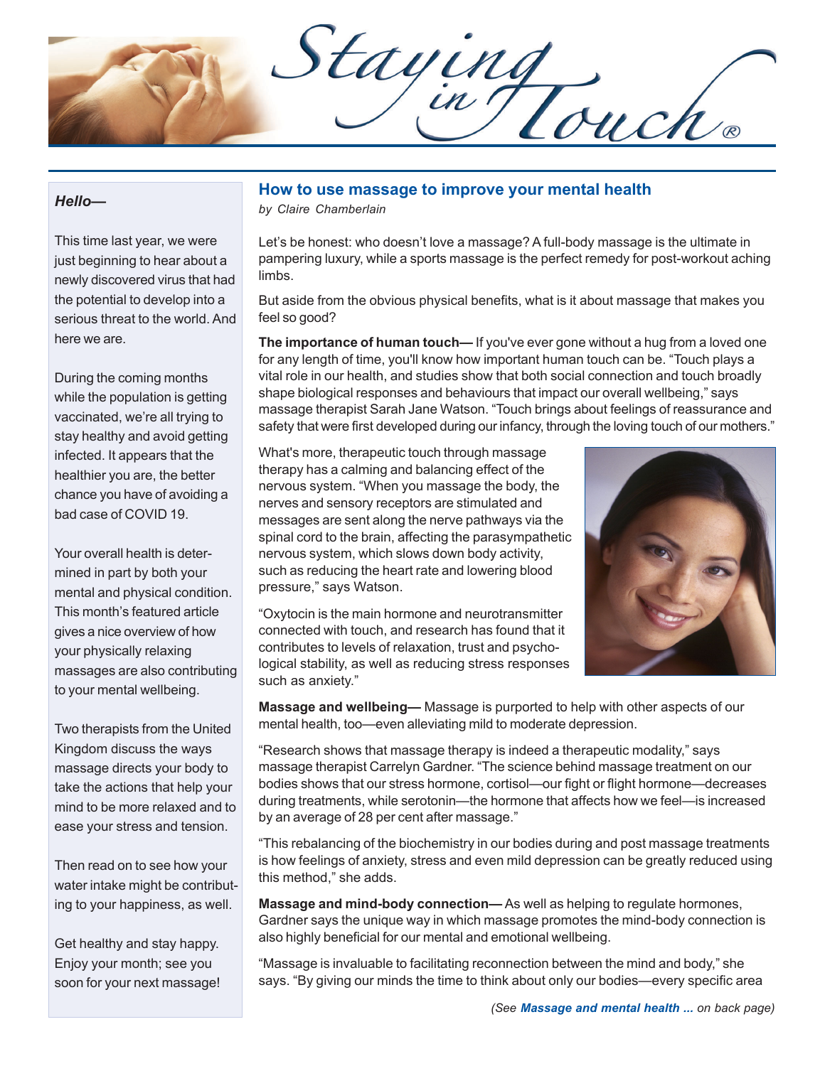# Staying in Touch®

*Hello—*

This time last year, we were just beginning to hear about a newly discovered virus that had the potential to develop into a serious threat to the world. And here we are.

During the coming months while the population is getting vaccinated, we're all trying to stay healthy and avoid getting infected. It appears that the healthier you are, the better chance you have of avoiding a bad case of COVID 19.

Your overall health is determined in part by both your mental and physical condition. This month's featured article gives a nice overview of how your physically relaxing massages are also contributing to your mental wellbeing.

Two therapists from the United Kingdom discuss the ways massage directs your body to take the actions that help your mind to be more relaxed and to ease your stress and tension.

Then read on to see how your water intake might be contributing to your happiness, as well.

Get healthy and stay happy. Enjoy your month; see you soon for your next massage!

## How to use massage to improve your mental health

*by Claire Chamberlain*

Let's be honest: who doesn't love a massage? A full-body massage is the ultimate in pampering luxury, while a sports massage is the perfect remedy for post-workout aching limbs.

But aside from the obvious physical benefits, what is it about massage that makes you feel so good?

**The importance of human touch—** If you've ever gone without a hug from a loved one for any length of time, you'll know how important human touch can be. "Touch plays a vital role in our health, and studies show that both social connection and touch broadly shape biological responses and behaviours that impact our overall wellbeing," says massage therapist Sarah Jane Watson. "Touch brings about feelings of reassurance and safety that were first developed during our infancy, through the loving touch of our mothers."

What's more, therapeutic touch through massage therapy has a calming and balancing effect of the nervous system. "When you massage the body, the nerves and sensory receptors are stimulated and messages are sent along the nerve pathways via the spinal cord to the brain, affecting the parasympathetic nervous system, which slows down body activity, such as reducing the heart rate and lowering blood pressure," says Watson.

"Oxytocin is the main hormone and neurotransmitter connected with touch, and research has found that it contributes to levels of relaxation, trust and psychological stability, as well as reducing stress responses such as anxiety."

**Massage and wellbeing—** Massage is purported to help with other aspects of our mental health, too—even alleviating mild to moderate depression.

"Research shows that massage therapy is indeed a therapeutic modality," says massage therapist Carrelyn Gardner. "The science behind massage treatment on our bodies shows that our stress hormone, cortisol—our fight or flight hormone—decreases during treatments, while serotonin—the hormone that affects how we feel—is increased by an average of 28 per cent after massage."

"This rebalancing of the biochemistry in our bodies during and post massage treatments is how feelings of anxiety, stress and even mild depression can be greatly reduced using this method," she adds.

**Massage and mind-body connection—** As well as helping to regulate hormones, Gardner says the unique way in which massage promotes the mind-body connection is also highly beneficial for our mental and emotional wellbeing.

"Massage is invaluable to facilitating reconnection between the mind and body," she says. "By giving our minds the time to think about only our bodies—every specific area

*(See **Massage and mental health ...** on back page)*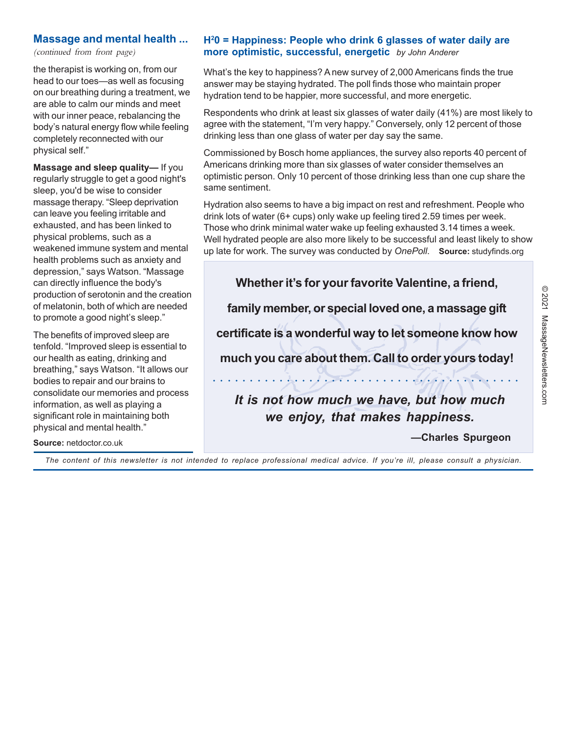## Massage and mental health ...

*(continued from front page)*

the therapist is working on, from our head to our toes—as well as focusing on our breathing during a treatment, we are able to calm our minds and meet with our inner peace, rebalancing the body's natural energy flow while feeling completely reconnected with our physical self."

**Massage and sleep quality—** If you regularly struggle to get a good night's sleep, you'd be wise to consider massage therapy. "Sleep deprivation can leave you feeling irritable and exhausted, and has been linked to physical problems, such as a weakened immune system and mental health problems such as anxiety and depression," says Watson. "Massage can directly influence the body's production of serotonin and the creation of melatonin, both of which are needed to promote a good night's sleep."

The benefits of improved sleep are tenfold. "Improved sleep is essential to our health as eating, drinking and breathing," says Watson. "It allows our bodies to repair and our brains to consolidate our memories and process information, as well as playing a significant role in maintaining both physical and mental health."

**Source:** netdoctor.co.uk

## $H^20$ = Happiness: People who drink 6 glasses of water daily are more optimistic, successful, energetic *by John Anderer*

What's the key to happiness? A new survey of 2,000 Americans finds the true answer may be staying hydrated. The poll finds those who maintain proper hydration tend to be happier, more successful, and more energetic.

Respondents who drink at least six glasses of water daily (41%) are most likely to agree with the statement, "I'm very happy." Conversely, only 12 percent of those drinking less than one glass of water per day say the same.

Commissioned by Bosch home appliances, the survey also reports 40 percent of Americans drinking more than six glasses of water consider themselves an optimistic person. Only 10 percent of those drinking less than one cup share the same sentiment.

Hydration also seems to have a big impact on rest and refreshment. People who drink lots of water (6+ cups) only wake up feeling tired 2.59 times per week. Those who drink minimal water wake up feeling exhausted 3.14 times a week. Well hydrated people are also more likely to be successful and least likely to show up late for work. The survey was conducted by *OnePoll*. **Source:** studyfinds.org

**Whether it's for your favorite Valentine, a friend, family member, or special loved one, a massage gift certificate is a wonderful way to let someone know how much you care about them. Call to order yours today!**

***It is not how much we have, but how much we enjoy, that makes happiness.***

**—Charles Spurgeon**

*The content of this newsletter is not intended to replace professional medical advice. If you're ill, please consult a physician.*

© 2021 MassageNewsletters.com